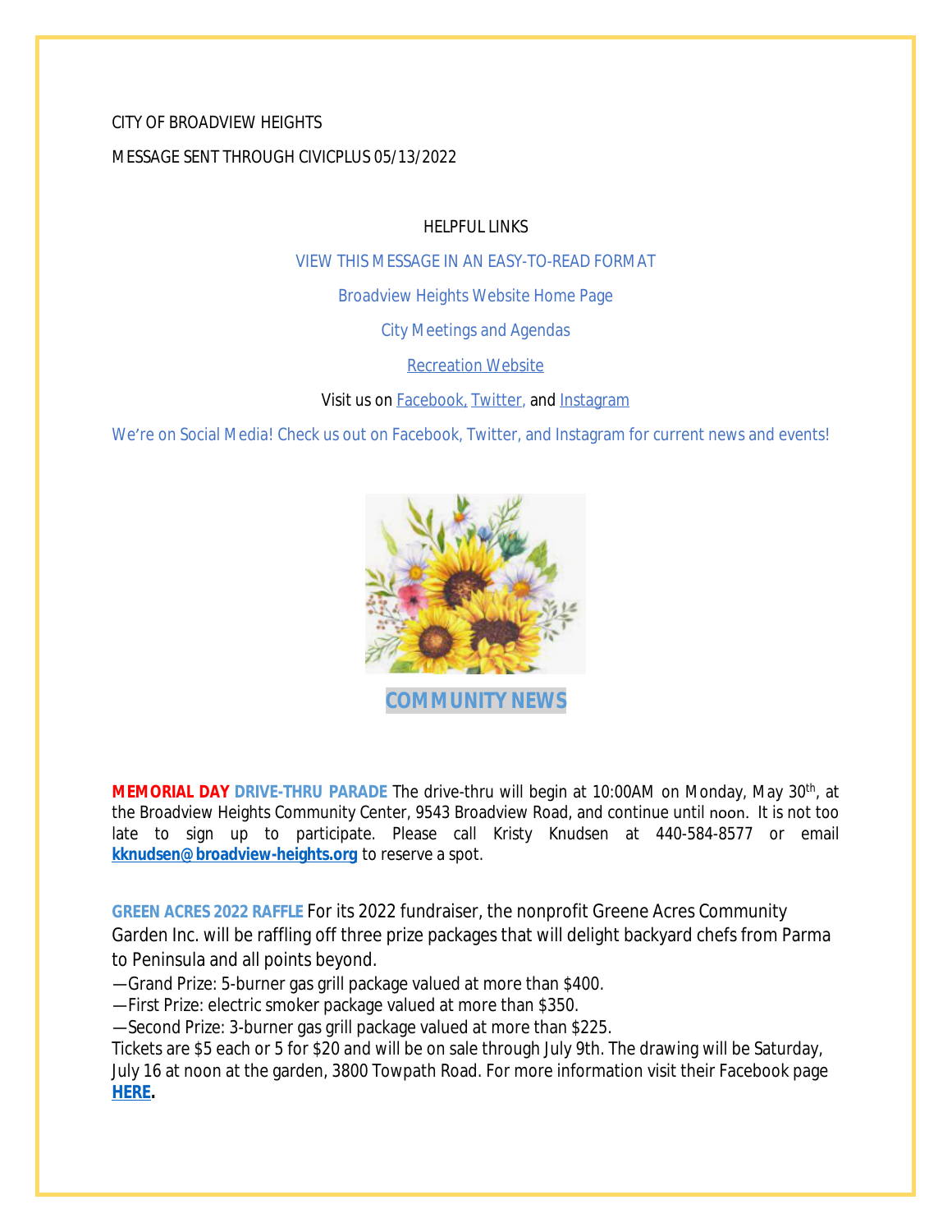CITY OF BROADVIEW HEIGHTS

MESSAGE SENT THROUGH CIVICPLUS 05/13/2022

HELPFUL LINKS

VIEW THIS MESSAGE IN AN EASY-TO-READ FORMAT

Broadview Heights Website Home Page

City Meetings and Agendas

Recreation Website

Visit us on Facebook, Twitter, and Instagram

We're on Social Media! Check us out on Facebook, Twitter, and Instagram for current news and events!

## COMMUNITY NEWS

**MEMORIAL DAY DRIVE-THRU PARADE** The drive-thru will begin at 10:00AM on Monday, May 30th, at the Broadview Heights Community Center, 9543 Broadview Road, and continue until noon. It is not too late to sign up to participate. Please call Kristy Knudsen at 440-584-8577 or email **kknudsen@broadview-heights.org** to reserve a spot.

**GREEN ACRES 2022 RAFFLE** For its 2022 fundraiser, the nonprofit Greene Acres Community Garden Inc. will be raffling off three prize packages that will delight backyard chefs from Parma to Peninsula and all points beyond.

—Grand Prize: 5-burner gas grill package valued at more than $400.

—First Prize: electric smoker package valued at more than $350.

—Second Prize: 3-burner gas grill package valued at more than $225.

Tickets are $5 each or 5 for $20 and will be on sale through July 9th. The drawing will be Saturday, July 16 at noon at the garden, 3800 Towpath Road. For more information visit their Facebook page **HERE.**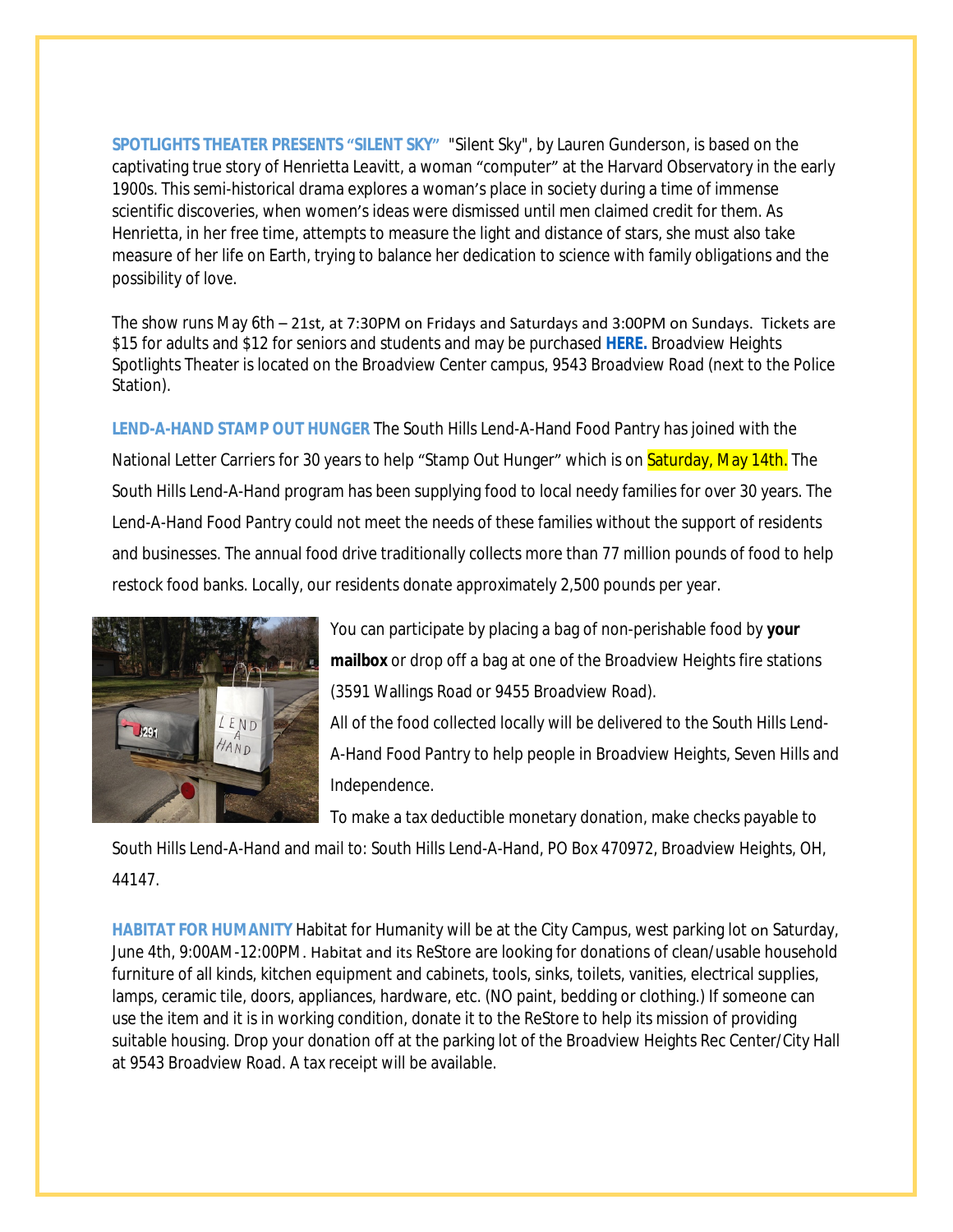**SPOTLIGHTS THEATER PRESENTS "SILENT SKY"** "Silent Sky", by Lauren Gunderson, is based on the captivating true story of Henrietta Leavitt, a woman "computer" at the Harvard Observatory in the early 1900s. This semi-historical drama explores a woman's place in society during a time of immense scientific discoveries, when women's ideas were dismissed until men claimed credit for them. As Henrietta, in her free time, attempts to measure the light and distance of stars, she must also take measure of her life on Earth, trying to balance her dedication to science with family obligations and the possibility of love.

The show runs May 6th – 21st, at 7:30PM on Fridays and Saturdays and 3:00PM on Sundays. Tickets are $15 for adults and $12 for seniors and students and may be purchased **HERE.** Broadview Heights Spotlights Theater is located on the Broadview Center campus, 9543 Broadview Road (next to the Police Station).

**LEND-A-HAND STAMP OUT HUNGER** The South Hills Lend-A-Hand Food Pantry has joined with the National Letter Carriers for 30 years to help "Stamp Out Hunger" which is on Saturday, May 14th. The South Hills Lend-A-Hand program has been supplying food to local needy families for over 30 years. The Lend-A-Hand Food Pantry could not meet the needs of these families without the support of residents and businesses. The annual food drive traditionally collects more than 77 million pounds of food to help restock food banks. Locally, our residents donate approximately 2,500 pounds per year.

You can participate by placing a bag of non-perishable food by **your mailbox** or drop off a bag at one of the Broadview Heights fire stations (3591 Wallings Road or 9455 Broadview Road).

All of the food collected locally will be delivered to the South Hills Lend-A-Hand Food Pantry to help people in Broadview Heights, Seven Hills and Independence.

To make a tax deductible monetary donation, make checks payable to South Hills Lend-A-Hand and mail to: South Hills Lend-A-Hand, PO Box 470972, Broadview Heights, OH, 44147.

**HABITAT FOR HUMANITY** Habitat for Humanity will be at the City Campus, west parking lot on Saturday, June 4th, 9:00AM-12:00PM. Habitat and its ReStore are looking for donations of clean/usable household furniture of all kinds, kitchen equipment and cabinets, tools, sinks, toilets, vanities, electrical supplies, lamps, ceramic tile, doors, appliances, hardware, etc. (NO paint, bedding or clothing.) If someone can use the item and it is in working condition, donate it to the ReStore to help its mission of providing suitable housing. Drop your donation off at the parking lot of the Broadview Heights Rec Center/City Hall at 9543 Broadview Road. A tax receipt will be available.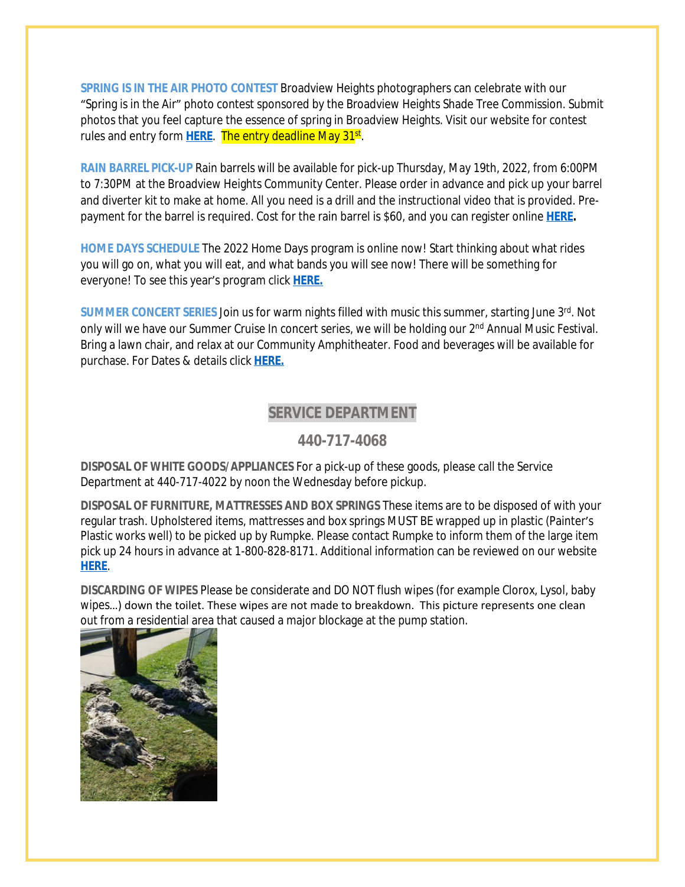**SPRING IS IN THE AIR PHOTO CONTEST** Broadview Heights photographers can celebrate with our "Spring is in the Air" photo contest sponsored by the Broadview Heights Shade Tree Commission. Submit photos that you feel capture the essence of spring in Broadview Heights. Visit our website for contest rules and entry form **HERE**. The entry deadline May 31st.

**RAIN BARREL PICK-UP** Rain barrels will be available for pick-up Thursday, May 19th, 2022, from 6:00PM to 7:30PM at the Broadview Heights Community Center. Please order in advance and pick up your barrel and diverter kit to make at home. All you need is a drill and the instructional video that is provided. Pre-payment for the barrel is required. Cost for the rain barrel is $60, and you can register online **HERE.**

**HOME DAYS SCHEDULE** The 2022 Home Days program is online now! Start thinking about what rides you will go on, what you will eat, and what bands you will see now! There will be something for everyone! To see this year's program click **HERE.**

**SUMMER CONCERT SERIES** Join us for warm nights filled with music this summer, starting June 3rd. Not only will we have our Summer Cruise In concert series, we will be holding our 2nd Annual Music Festival. Bring a lawn chair, and relax at our Community Amphitheater. Food and beverages will be available for purchase. For Dates & details click **HERE.**

## SERVICE DEPARTMENT

## 440-717-4068

**DISPOSAL OF WHITE GOODS/APPLIANCES** For a pick-up of these goods, please call the Service Department at 440-717-4022 by noon the Wednesday before pickup.

**DISPOSAL OF FURNITURE, MATTRESSES AND BOX SPRINGS** These items are to be disposed of with your regular trash. Upholstered items, mattresses and box springs MUST BE wrapped up in plastic (Painter's Plastic works well) to be picked up by Rumpke. Please contact Rumpke to inform them of the large item pick up 24 hours in advance at 1-800-828-8171. Additional information can be reviewed on our website **HERE**.

**DISCARDING OF WIPES** Please be considerate and DO NOT flush wipes (for example Clorox, Lysol, baby wipes…) down the toilet. These wipes are not made to breakdown. This picture represents one clean out from a residential area that caused a major blockage at the pump station.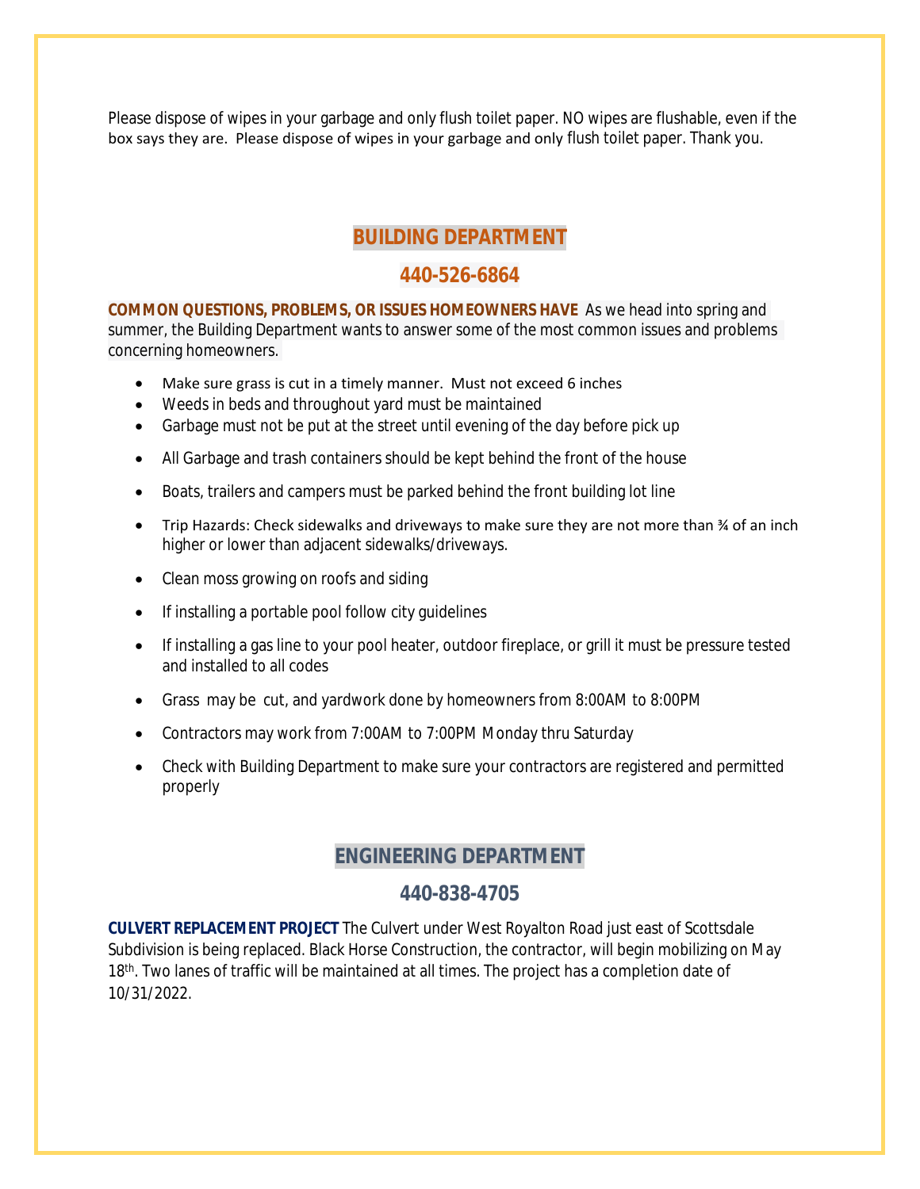Please dispose of wipes in your garbage and only flush toilet paper. NO wipes are flushable, even if the box says they are. Please dispose of wipes in your garbage and only flush toilet paper. Thank you.

## BUILDING DEPARTMENT

## 440-526-6864

**COMMON QUESTIONS, PROBLEMS, OR ISSUES HOMEOWNERS HAVE** As we head into spring and summer, the Building Department wants to answer some of the most common issues and problems concerning homeowners.

- Make sure grass is cut in a timely manner. Must not exceed 6 inches
- Weeds in beds and throughout yard must be maintained
- Garbage must not be put at the street until evening of the day before pick up
- All Garbage and trash containers should be kept behind the front of the house
- Boats, trailers and campers must be parked behind the front building lot line
- Trip Hazards: Check sidewalks and driveways to make sure they are not more than ¾ of an inch higher or lower than adjacent sidewalks/driveways.
- Clean moss growing on roofs and siding
- If installing a portable pool follow city guidelines
- If installing a gas line to your pool heater, outdoor fireplace, or grill it must be pressure tested and installed to all codes
- Grass may be cut, and yardwork done by homeowners from 8:00AM to 8:00PM
- Contractors may work from 7:00AM to 7:00PM Monday thru Saturday
- Check with Building Department to make sure your contractors are registered and permitted properly

## ENGINEERING DEPARTMENT

## 440-838-4705

**CULVERT REPLACEMENT PROJECT** The Culvert under West Royalton Road just east of Scottsdale Subdivision is being replaced. Black Horse Construction, the contractor, will begin mobilizing on May 18th. Two lanes of traffic will be maintained at all times. The project has a completion date of 10/31/2022.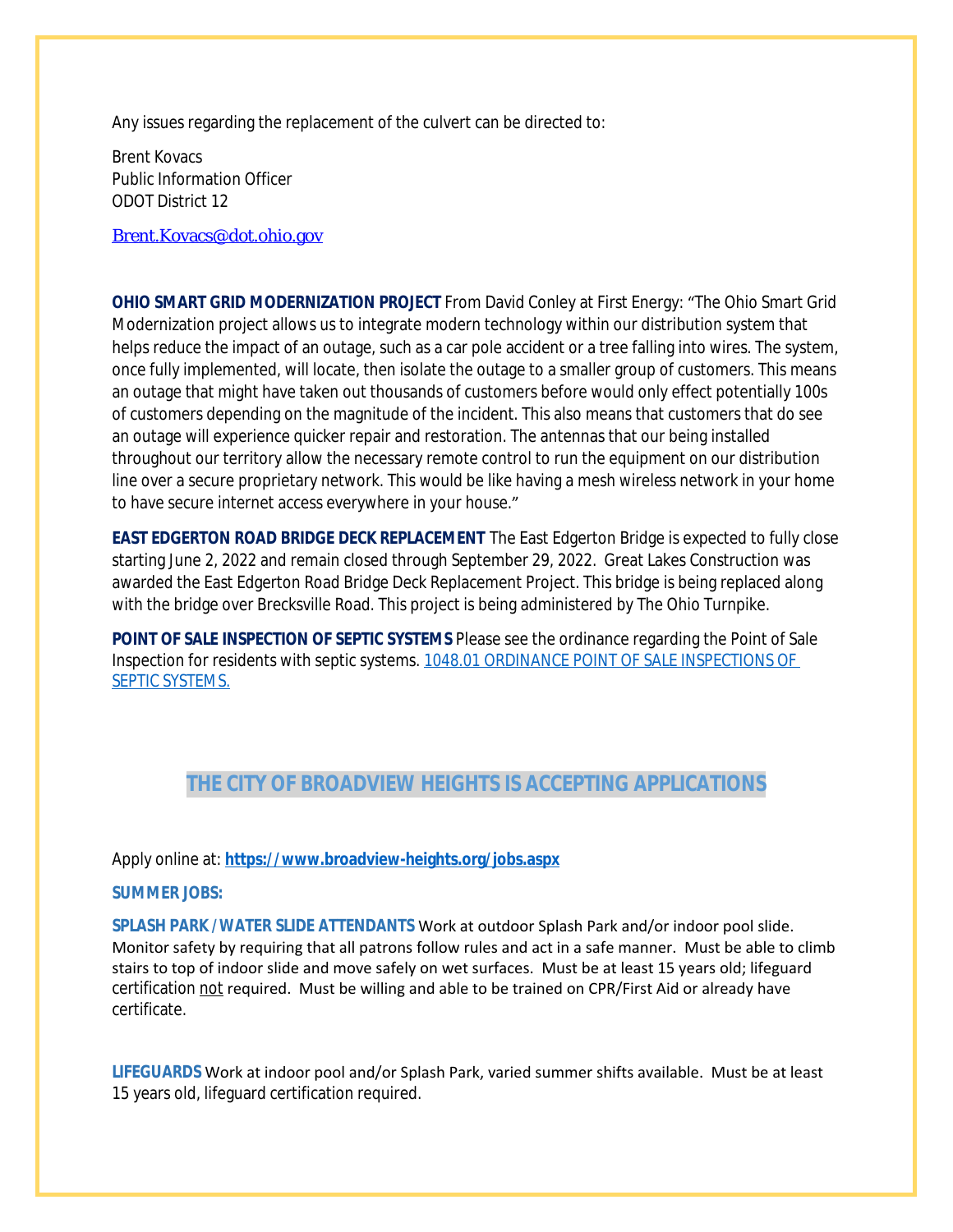Any issues regarding the replacement of the culvert can be directed to:

Brent Kovacs
Public Information Officer
ODOT District 12

[Brent.Kovacs@dot.ohio.gov](mailto:Brent.Kovacs@dot.ohio.gov)

**OHIO SMART GRID MODERNIZATION PROJECT** From David Conley at First Energy: "The Ohio Smart Grid Modernization project allows us to integrate modern technology within our distribution system that helps reduce the impact of an outage, such as a car pole accident or a tree falling into wires. The system, once fully implemented, will locate, then isolate the outage to a smaller group of customers. This means an outage that might have taken out thousands of customers before would only effect potentially 100s of customers depending on the magnitude of the incident. This also means that customers that do see an outage will experience quicker repair and restoration. The antennas that our being installed throughout our territory allow the necessary remote control to run the equipment on our distribution line over a secure proprietary network. This would be like having a mesh wireless network in your home to have secure internet access everywhere in your house."

**EAST EDGERTON ROAD BRIDGE DECK REPLACEMENT** The East Edgerton Bridge is expected to fully close starting June 2, 2022 and remain closed through September 29, 2022. Great Lakes Construction was awarded the East Edgerton Road Bridge Deck Replacement Project. This bridge is being replaced along with the bridge over Brecksville Road. This project is being administered by The Ohio Turnpike.

**POINT OF SALE INSPECTION OF SEPTIC SYSTEMS** Please see the ordinance regarding the Point of Sale Inspection for residents with septic systems. 1048.01 ORDINANCE POINT OF SALE INSPECTIONS OF SEPTIC SYSTEMS.

## THE CITY OF BROADVIEW HEIGHTS IS ACCEPTING APPLICATIONS

Apply online at: **https://www.broadview-heights.org/jobs.aspx**

**SUMMER JOBS:**

**SPLASH PARK / WATER SLIDE ATTENDANTS** Work at outdoor Splash Park and/or indoor pool slide. Monitor safety by requiring that all patrons follow rules and act in a safe manner. Must be able to climb stairs to top of indoor slide and move safely on wet surfaces. Must be at least 15 years old; lifeguard certification not required. Must be willing and able to be trained on CPR/First Aid or already have certificate.

**LIFEGUARDS** Work at indoor pool and/or Splash Park, varied summer shifts available. Must be at least 15 years old, lifeguard certification required.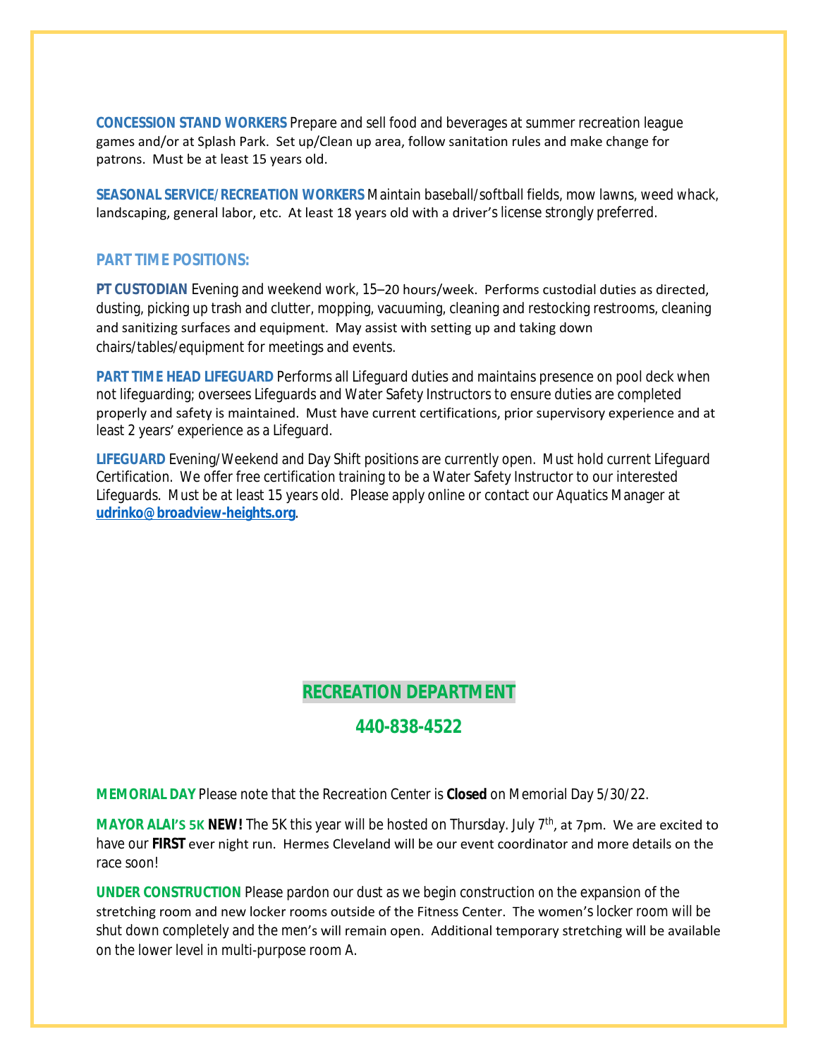**CONCESSION STAND WORKERS** Prepare and sell food and beverages at summer recreation league games and/or at Splash Park. Set up/Clean up area, follow sanitation rules and make change for patrons. Must be at least 15 years old.

**SEASONAL SERVICE/RECREATION WORKERS** Maintain baseball/softball fields, mow lawns, weed whack, landscaping, general labor, etc. At least 18 years old with a driver's license strongly preferred.

### PART TIME POSITIONS:

**PT CUSTODIAN** Evening and weekend work, 15–20 hours/week. Performs custodial duties as directed, dusting, picking up trash and clutter, mopping, vacuuming, cleaning and restocking restrooms, cleaning and sanitizing surfaces and equipment. May assist with setting up and taking down chairs/tables/equipment for meetings and events.

**PART TIME HEAD LIFEGUARD** Performs all Lifeguard duties and maintains presence on pool deck when not lifeguarding; oversees Lifeguards and Water Safety Instructors to ensure duties are completed properly and safety is maintained. Must have current certifications, prior supervisory experience and at least 2 years' experience as a Lifeguard.

**LIFEGUARD** Evening/Weekend and Day Shift positions are currently open. Must hold current Lifeguard Certification. We offer free certification training to be a Water Safety Instructor to our interested Lifeguards. Must be at least 15 years old. Please apply online or contact our Aquatics Manager at **udrinko@broadview-heights.org**.

## RECREATION DEPARTMENT

## 440-838-4522

**MEMORIAL DAY** Please note that the Recreation Center is **Closed** on Memorial Day 5/30/22.

**MAYOR ALAI'S 5K NEW!** The 5K this year will be hosted on Thursday. July 7th, at 7pm. We are excited to have our **FIRST** ever night run. Hermes Cleveland will be our event coordinator and more details on the race soon!

**UNDER CONSTRUCTION** Please pardon our dust as we begin construction on the expansion of the stretching room and new locker rooms outside of the Fitness Center. The women's locker room will be shut down completely and the men's will remain open. Additional temporary stretching will be available on the lower level in multi-purpose room A.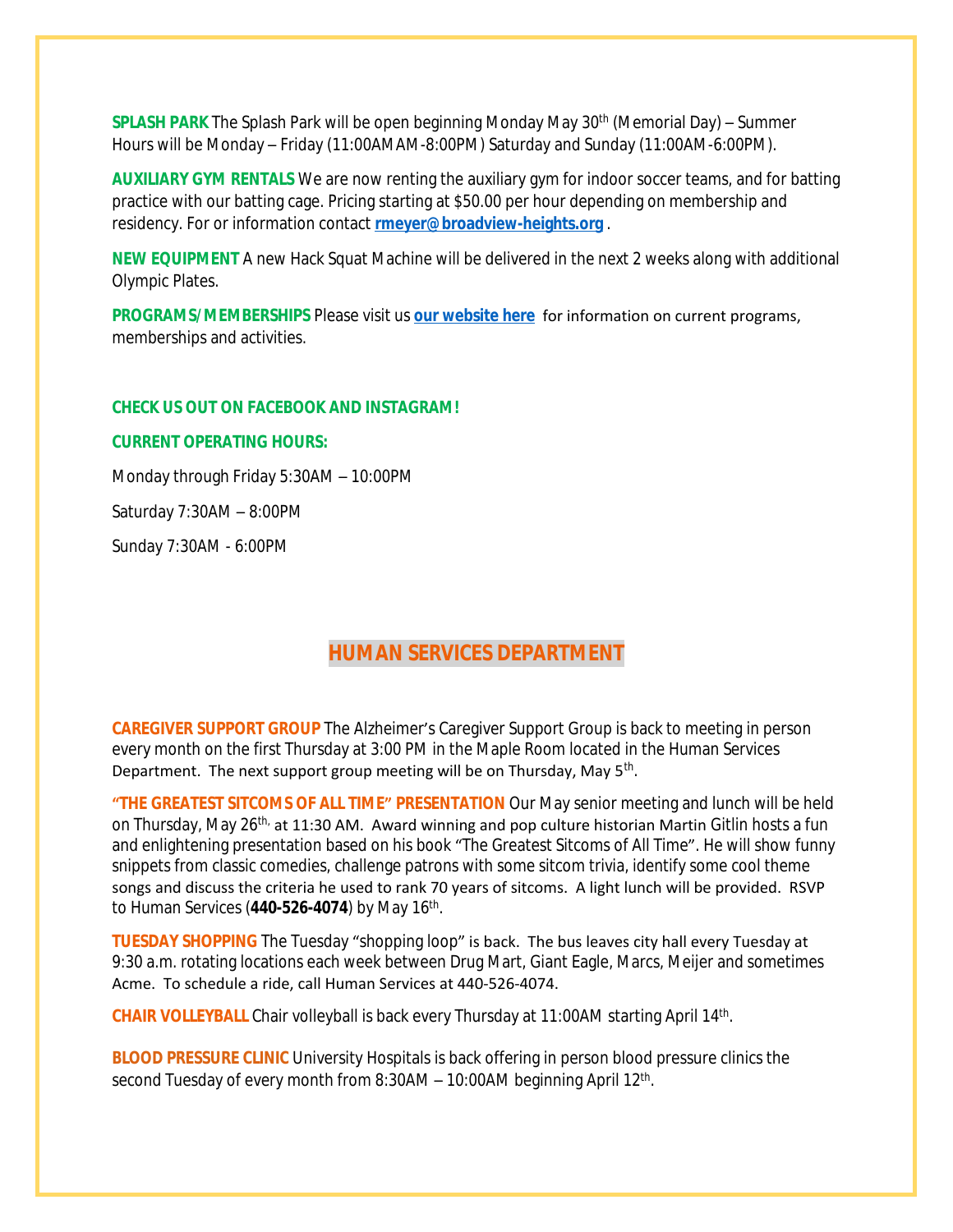**SPLASH PARK** The Splash Park will be open beginning Monday May 30th (Memorial Day) – Summer Hours will be Monday – Friday (11:00AMAM-8:00PM) Saturday and Sunday (11:00AM-6:00PM).

**AUXILIARY GYM RENTALS** We are now renting the auxiliary gym for indoor soccer teams, and for batting practice with our batting cage. Pricing starting at $50.00 per hour depending on membership and residency. For or information contact **rmeyer@broadview-heights.org** .

**NEW EQUIPMENT** A new Hack Squat Machine will be delivered in the next 2 weeks along with additional Olympic Plates.

**PROGRAMS/MEMBERSHIPS** Please visit us **our website here** for information on current programs, memberships and activities.

**CHECK US OUT ON FACEBOOK AND INSTAGRAM!**

**CURRENT OPERATING HOURS:**

Monday through Friday 5:30AM – 10:00PM

Saturday 7:30AM – 8:00PM

Sunday 7:30AM - 6:00PM

## HUMAN SERVICES DEPARTMENT

**CAREGIVER SUPPORT GROUP** The Alzheimer's Caregiver Support Group is back to meeting in person every month on the first Thursday at 3:00 PM in the Maple Room located in the Human Services Department. The next support group meeting will be on Thursday, May 5th.

**"THE GREATEST SITCOMS OF ALL TIME" PRESENTATION** Our May senior meeting and lunch will be held on Thursday, May 26th, at 11:30 AM. Award winning and pop culture historian Martin Gitlin hosts a fun and enlightening presentation based on his book "The Greatest Sitcoms of All Time". He will show funny snippets from classic comedies, challenge patrons with some sitcom trivia, identify some cool theme songs and discuss the criteria he used to rank 70 years of sitcoms. A light lunch will be provided. RSVP to Human Services (**440-526-4074**) by May 16th.

**TUESDAY SHOPPING** The Tuesday "shopping loop" is back. The bus leaves city hall every Tuesday at 9:30 a.m. rotating locations each week between Drug Mart, Giant Eagle, Marcs, Meijer and sometimes Acme. To schedule a ride, call Human Services at 440-526-4074.

**CHAIR VOLLEYBALL** Chair volleyball is back every Thursday at 11:00AM starting April 14th.

**BLOOD PRESSURE CLINIC** University Hospitals is back offering in person blood pressure clinics the second Tuesday of every month from 8:30AM – 10:00AM beginning April 12th.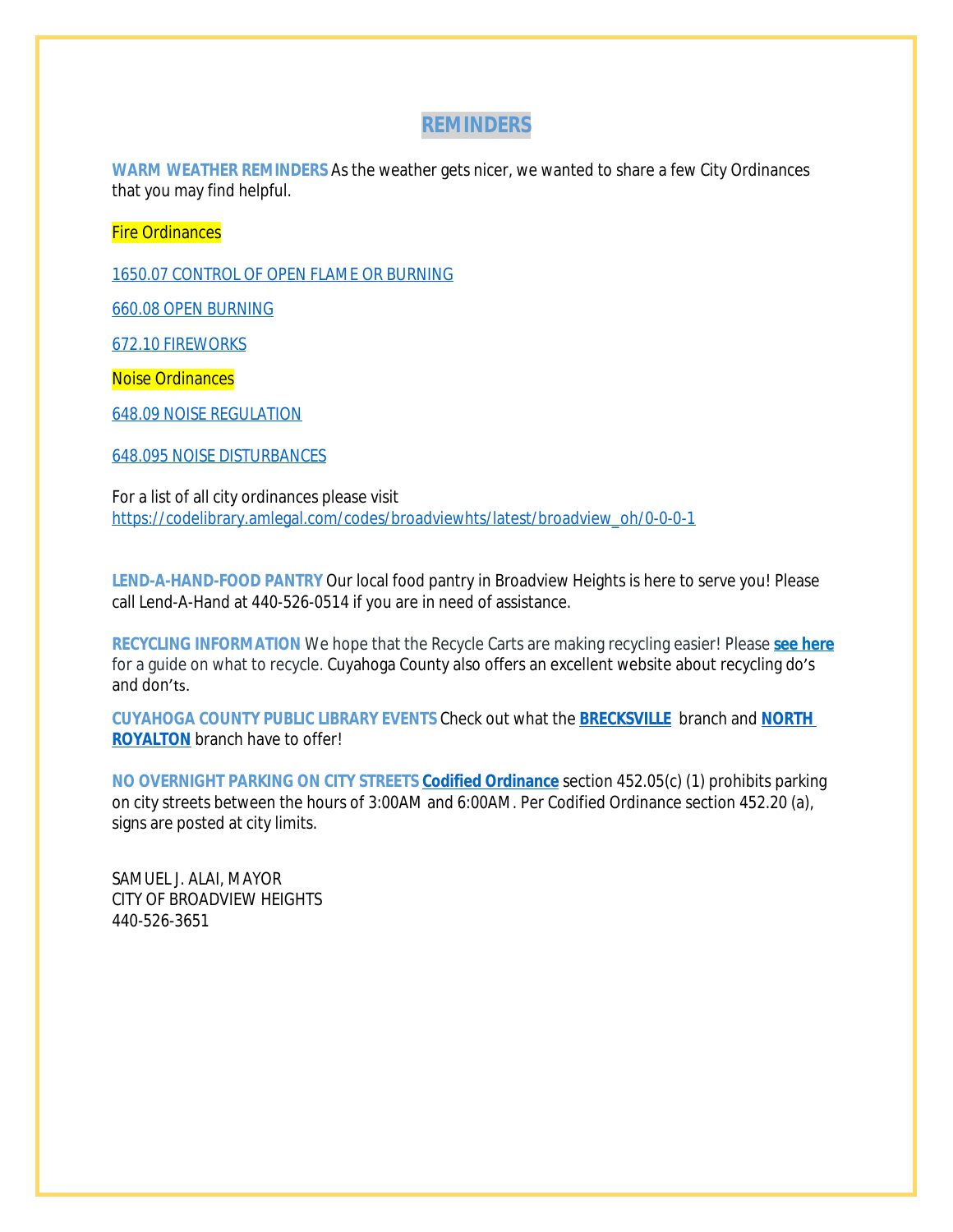# REMINDERS

**WARM WEATHER REMINDERS** As the weather gets nicer, we wanted to share a few City Ordinances that you may find helpful.

Fire Ordinances

1650.07 CONTROL OF OPEN FLAME OR BURNING

660.08 OPEN BURNING

672.10 FIREWORKS

Noise Ordinances

648.09 NOISE REGULATION

648.095 NOISE DISTURBANCES

For a list of all city ordinances please visit https://codelibrary.amlegal.com/codes/broadviewhts/latest/broadview_oh/0-0-0-1

**LEND-A-HAND-FOOD PANTRY** Our local food pantry in Broadview Heights is here to serve you! Please call Lend-A-Hand at 440-526-0514 if you are in need of assistance.

**RECYCLING INFORMATION** We hope that the Recycle Carts are making recycling easier! Please **see here** for a guide on what to recycle. Cuyahoga County also offers an excellent website about recycling do's and don'ts.

**CUYAHOGA COUNTY PUBLIC LIBRARY EVENTS** Check out what the **BRECKSVILLE** branch and **NORTH ROYALTON** branch have to offer!

**NO OVERNIGHT PARKING ON CITY STREETS** **Codified Ordinance** section 452.05(c) (1) prohibits parking on city streets between the hours of 3:00AM and 6:00AM. Per Codified Ordinance section 452.20 (a), signs are posted at city limits.

SAMUEL J. ALAI, MAYOR
CITY OF BROADVIEW HEIGHTS
440-526-3651